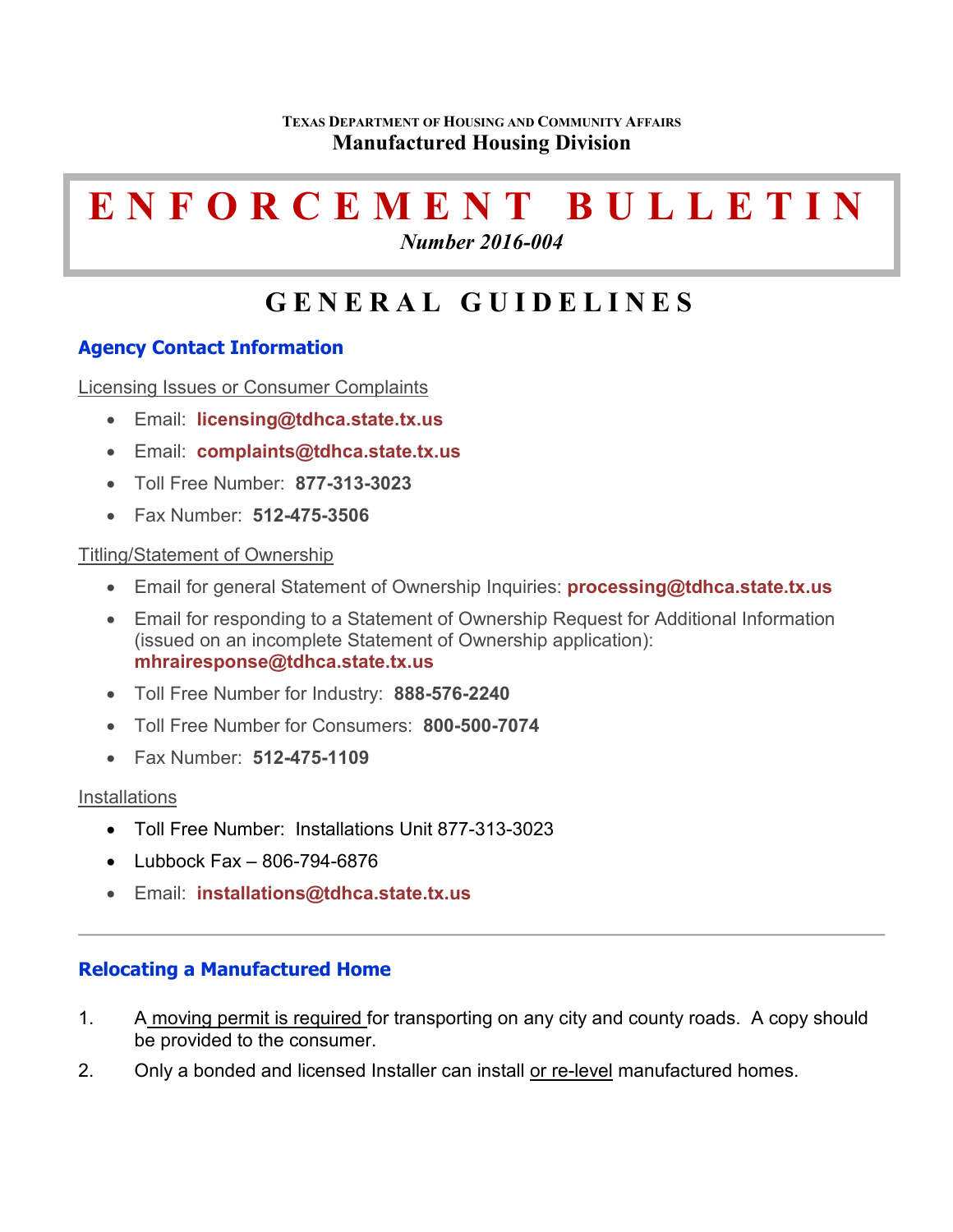TEXAS DEPARTMENT OF HOUSING AND COMMUNITY AFFAIRS
**Manufactured Housing Division**

# ENFORCEMENT BULLETIN

***Number 2016-004***

# GENERAL GUIDELINES

## Agency Contact Information

Licensing Issues or Consumer Complaints

- Email: **licensing@tdhca.state.tx.us**
- Email: **complaints@tdhca.state.tx.us**
- Toll Free Number: **877-313-3023**
- Fax Number: **512-475-3506**

Titling/Statement of Ownership

- Email for general Statement of Ownership Inquiries: **processing@tdhca.state.tx.us**
- Email for responding to a Statement of Ownership Request for Additional Information (issued on an incomplete Statement of Ownership application): **mhrairesponse@tdhca.state.tx.us**
- Toll Free Number for Industry: **888-576-2240**
- Toll Free Number for Consumers: **800-500-7074**
- Fax Number: **512-475-1109**

Installations

- Toll Free Number: Installations Unit 877-313-3023
- Lubbock Fax – 806-794-6876
- Email: **installations@tdhca.state.tx.us**

---

## Relocating a Manufactured Home

1. A moving permit is required for transporting on any city and county roads. A copy should be provided to the consumer.
2. Only a bonded and licensed Installer can install or re-level manufactured homes.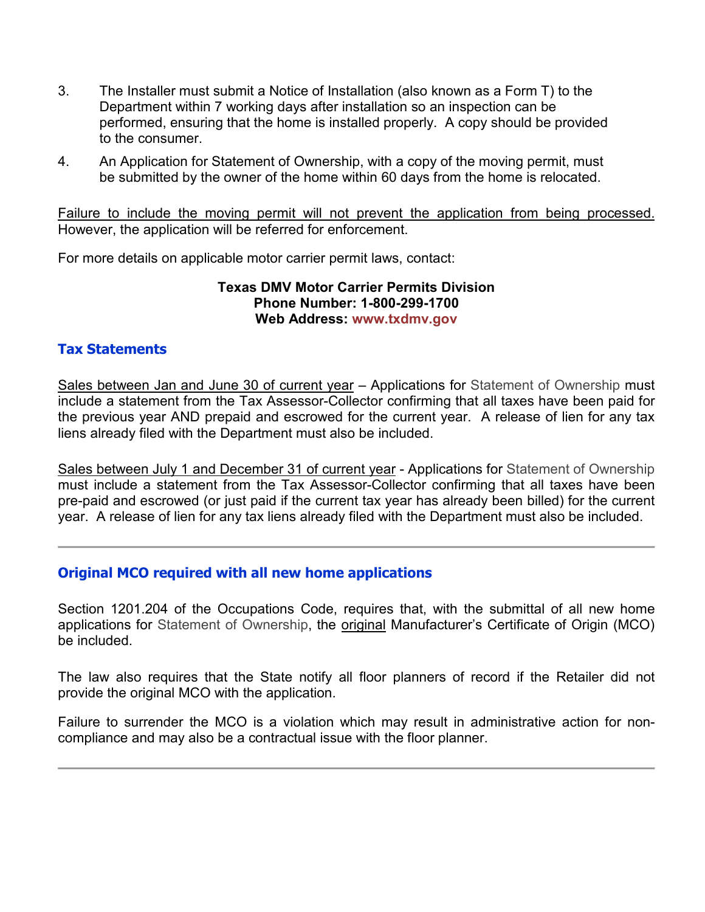3. The Installer must submit a Notice of Installation (also known as a Form T) to the Department within 7 working days after installation so an inspection can be performed, ensuring that the home is installed properly. A copy should be provided to the consumer.

4. An Application for Statement of Ownership, with a copy of the moving permit, must be submitted by the owner of the home within 60 days from the home is relocated.

Failure to include the moving permit will not prevent the application from being processed. However, the application will be referred for enforcement.

For more details on applicable motor carrier permit laws, contact:

**Texas DMV Motor Carrier Permits Division**
**Phone Number: 1-800-299-1700**
**Web Address: www.txdmv.gov**

## Tax Statements

Sales between Jan and June 30 of current year – Applications for Statement of Ownership must include a statement from the Tax Assessor-Collector confirming that all taxes have been paid for the previous year AND prepaid and escrowed for the current year. A release of lien for any tax liens already filed with the Department must also be included.

Sales between July 1 and December 31 of current year - Applications for Statement of Ownership must include a statement from the Tax Assessor-Collector confirming that all taxes have been pre-paid and escrowed (or just paid if the current tax year has already been billed) for the current year. A release of lien for any tax liens already filed with the Department must also be included.

---

## Original MCO required with all new home applications

Section 1201.204 of the Occupations Code, requires that, with the submittal of all new home applications for Statement of Ownership, the original Manufacturer's Certificate of Origin (MCO) be included.

The law also requires that the State notify all floor planners of record if the Retailer did not provide the original MCO with the application.

Failure to surrender the MCO is a violation which may result in administrative action for non-compliance and may also be a contractual issue with the floor planner.

---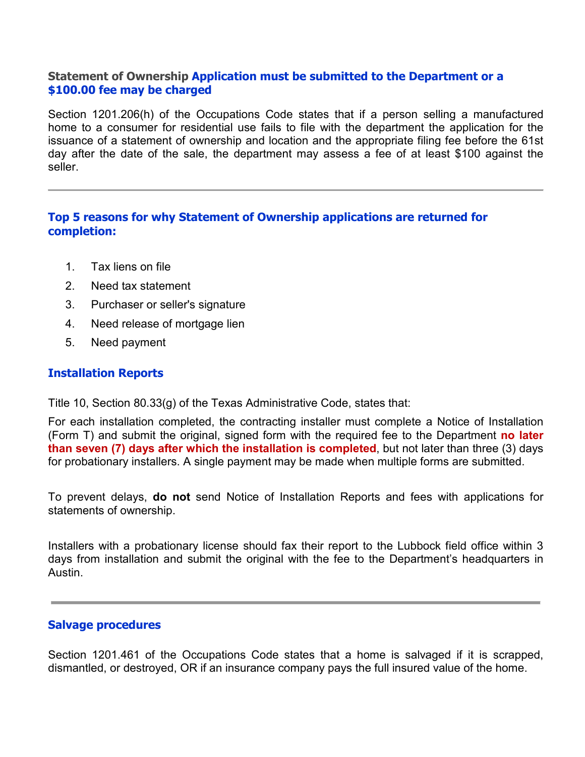### Statement of Ownership **Application must be submitted to the Department or a $100.00 fee may be charged**

Section 1201.206(h) of the Occupations Code states that if a person selling a manufactured home to a consumer for residential use fails to file with the department the application for the issuance of a statement of ownership and location and the appropriate filing fee before the 61st day after the date of the sale, the department may assess a fee of at least $100 against the seller.

---

### Top 5 reasons for why Statement of Ownership applications are returned for completion:

1. Tax liens on file
2. Need tax statement
3. Purchaser or seller's signature
4. Need release of mortgage lien
5. Need payment

### Installation Reports

Title 10, Section 80.33(g) of the Texas Administrative Code, states that:

For each installation completed, the contracting installer must complete a Notice of Installation (Form T) and submit the original, signed form with the required fee to the Department **no later than seven (7) days after which the installation is completed**, but not later than three (3) days for probationary installers. A single payment may be made when multiple forms are submitted.

To prevent delays, **do not** send Notice of Installation Reports and fees with applications for statements of ownership.

Installers with a probationary license should fax their report to the Lubbock field office within 3 days from installation and submit the original with the fee to the Department's headquarters in Austin.

---

### Salvage procedures

Section 1201.461 of the Occupations Code states that a home is salvaged if it is scrapped, dismantled, or destroyed, OR if an insurance company pays the full insured value of the home.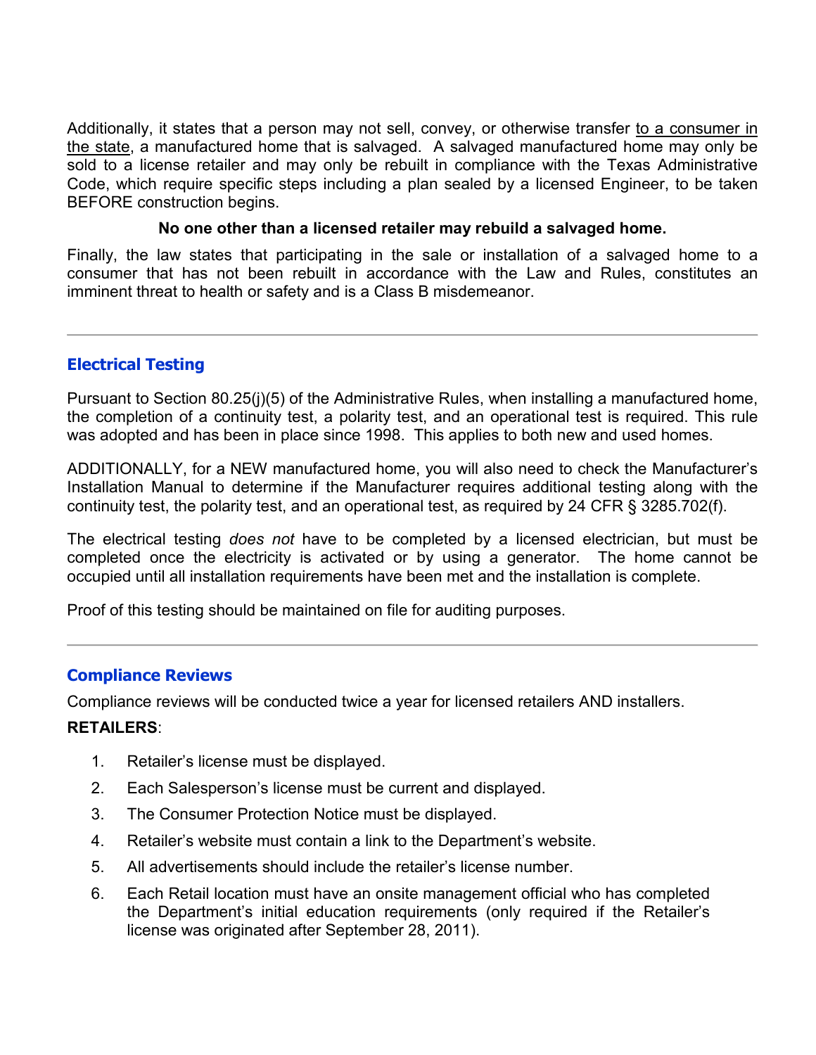Additionally, it states that a person may not sell, convey, or otherwise transfer <u>to a consumer in the state</u>, a manufactured home that is salvaged. A salvaged manufactured home may only be sold to a license retailer and may only be rebuilt in compliance with the Texas Administrative Code, which require specific steps including a plan sealed by a licensed Engineer, to be taken BEFORE construction begins.

**No one other than a licensed retailer may rebuild a salvaged home.**

Finally, the law states that participating in the sale or installation of a salvaged home to a consumer that has not been rebuilt in accordance with the Law and Rules, constitutes an imminent threat to health or safety and is a Class B misdemeanor.

---

## Electrical Testing

Pursuant to Section 80.25(j)(5) of the Administrative Rules, when installing a manufactured home, the completion of a continuity test, a polarity test, and an operational test is required. This rule was adopted and has been in place since 1998. This applies to both new and used homes.

ADDITIONALLY, for a NEW manufactured home, you will also need to check the Manufacturer's Installation Manual to determine if the Manufacturer requires additional testing along with the continuity test, the polarity test, and an operational test, as required by 24 CFR § 3285.702(f).

The electrical testing *does not* have to be completed by a licensed electrician, but must be completed once the electricity is activated or by using a generator. The home cannot be occupied until all installation requirements have been met and the installation is complete.

Proof of this testing should be maintained on file for auditing purposes.

---

## Compliance Reviews

Compliance reviews will be conducted twice a year for licensed retailers AND installers.

**RETAILERS**:

1. Retailer's license must be displayed.
2. Each Salesperson's license must be current and displayed.
3. The Consumer Protection Notice must be displayed.
4. Retailer's website must contain a link to the Department's website.
5. All advertisements should include the retailer's license number.
6. Each Retail location must have an onsite management official who has completed the Department's initial education requirements (only required if the Retailer's license was originated after September 28, 2011).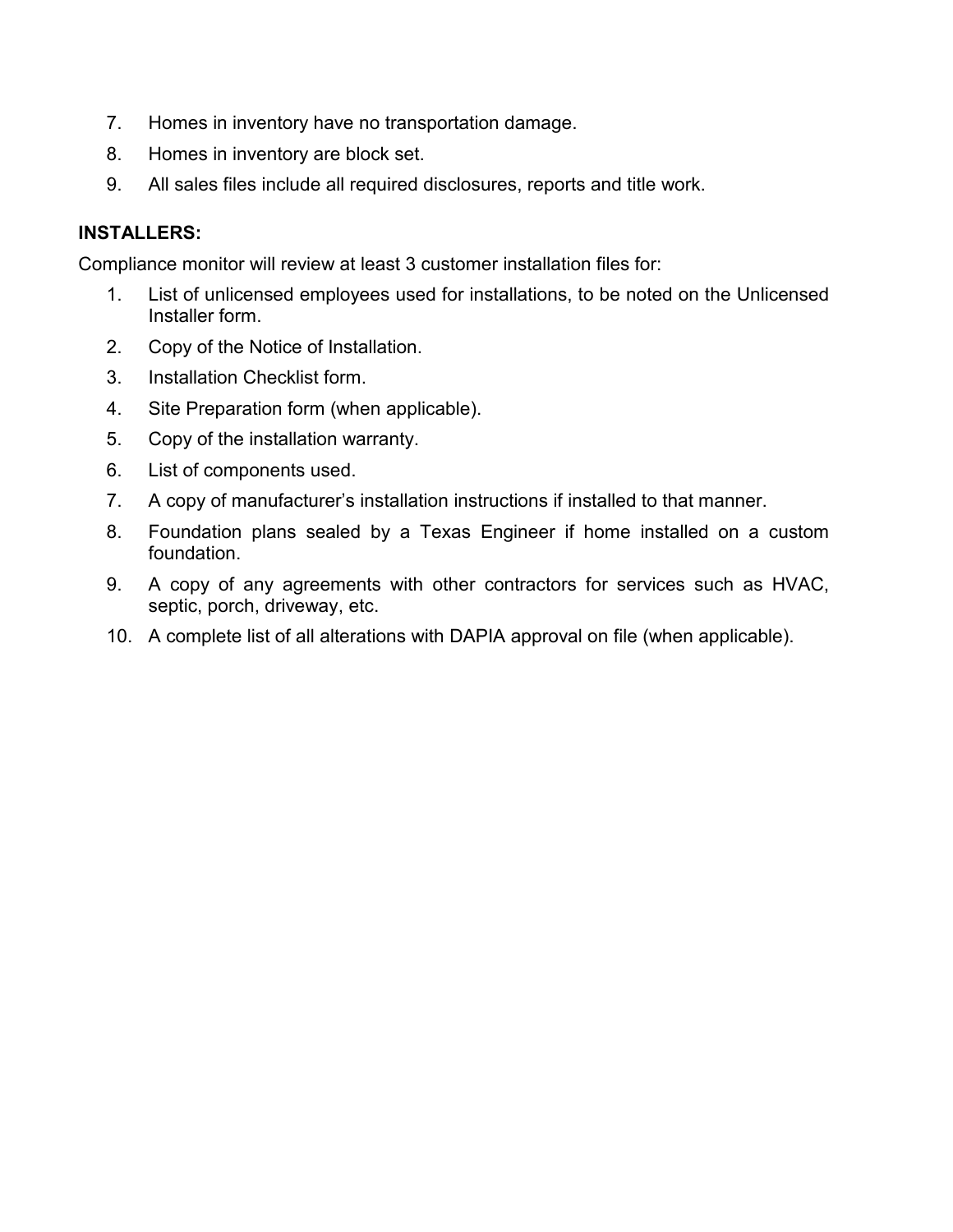7. Homes in inventory have no transportation damage.
8. Homes in inventory are block set.
9. All sales files include all required disclosures, reports and title work.

**INSTALLERS:**

Compliance monitor will review at least 3 customer installation files for:

1. List of unlicensed employees used for installations, to be noted on the Unlicensed Installer form.
2. Copy of the Notice of Installation.
3. Installation Checklist form.
4. Site Preparation form (when applicable).
5. Copy of the installation warranty.
6. List of components used.
7. A copy of manufacturer's installation instructions if installed to that manner.
8. Foundation plans sealed by a Texas Engineer if home installed on a custom foundation.
9. A copy of any agreements with other contractors for services such as HVAC, septic, porch, driveway, etc.
10. A complete list of all alterations with DAPIA approval on file (when applicable).